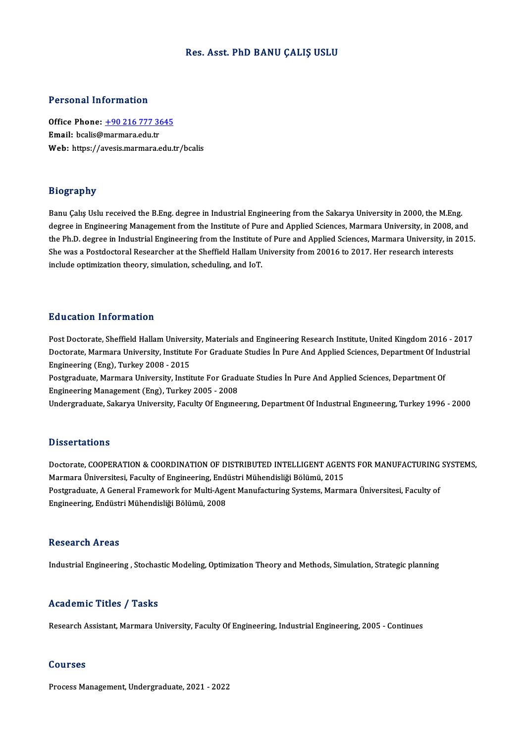# Res. Asst. PhD BANU ÇALIŞ USLU

## Personal Information

**Office Phone:** +90 216 777 3645
**Email:** bcalis@marmara.edu.tr
**Web:** https://avesis.marmara.edu.tr/bcalis

## Biography

Banu Çalış Uslu received the B.Eng. degree in Industrial Engineering from the Sakarya University in 2000, the M.Eng. degree in Engineering Management from the Institute of Pure and Applied Sciences, Marmara University, in 2008, and the Ph.D. degree in Industrial Engineering from the Institute of Pure and Applied Sciences, Marmara University, in 2015. She was a Postdoctoral Researcher at the Sheffield Hallam University from 20016 to 2017. Her research interests include optimization theory, simulation, scheduling, and IoT.

## Education Information

Post Doctorate, Sheffield Hallam University, Materials and Engineering Research Institute, United Kingdom 2016 - 2017
Doctorate, Marmara University, Institute For Graduate Studies İn Pure And Applied Sciences, Department Of Industrial Engineering (Eng), Turkey 2008 - 2015
Postgraduate, Marmara University, Institute For Graduate Studies İn Pure And Applied Sciences, Department Of Engineering Management (Eng), Turkey 2005 - 2008
Undergraduate, Sakarya University, Faculty Of Engıneerıng, Department Of Industrıal Engıneerıng, Turkey 1996 - 2000

## Dissertations

Doctorate, COOPERATION & COORDINATION OF DISTRIBUTED INTELLIGENT AGENTS FOR MANUFACTURING SYSTEMS, Marmara Üniversitesi, Faculty of Engineering, Endüstri Mühendisliği Bölümü, 2015
Postgraduate, A General Framework for Multi-Agent Manufacturing Systems, Marmara Üniversitesi, Faculty of Engineering, Endüstri Mühendisliği Bölümü, 2008

## Research Areas

Industrial Engineering , Stochastic Modeling, Optimization Theory and Methods, Simulation, Strategic planning

## Academic Titles / Tasks

Research Assistant, Marmara University, Faculty Of Engineering, Industrial Engineering, 2005 - Continues

## Courses

Process Management, Undergraduate, 2021 - 2022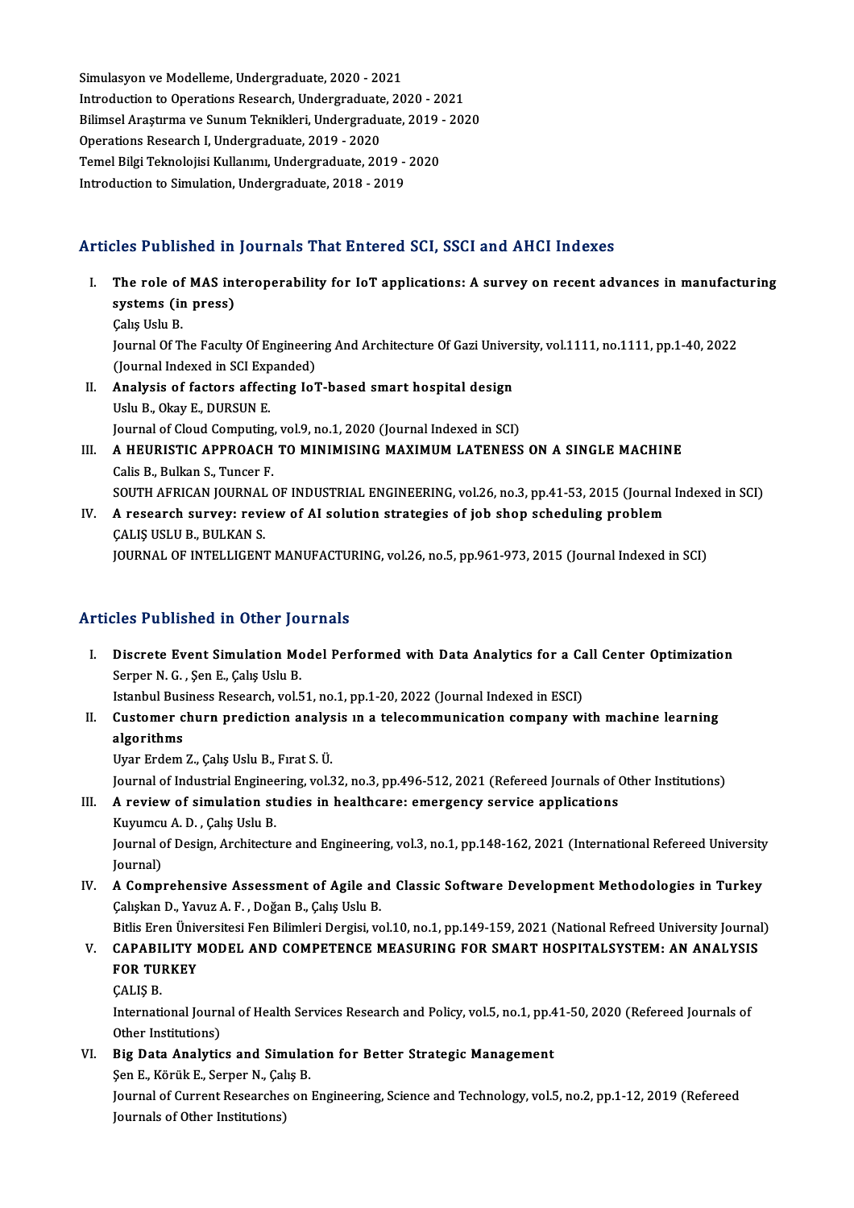Simulasyon ve Modelleme, Undergraduate, 2020 - 2021
Introduction to Operations Research, Undergraduate, 2020 - 2021
Bilimsel Araştırma ve Sunum Teknikleri, Undergraduate, 2019 - 2020
Operations Research I, Undergraduate, 2019 - 2020
Temel Bilgi Teknolojisi Kullanımı, Undergraduate, 2019 - 2020
Introduction to Simulation, Undergraduate, 2018 - 2019

## Articles Published in Journals That Entered SCI, SSCI and AHCI Indexes

I. **The role of MAS interoperability for IoT applications: A survey on recent advances in manufacturing systems (in press)**
Çalış Uslu B.
Journal Of The Faculty Of Engineering And Architecture Of Gazi University, vol.1111, no.1111, pp.1-40, 2022 (Journal Indexed in SCI Expanded)

II. **Analysis of factors affecting IoT-based smart hospital design**
Uslu B., Okay E., DURSUN E.
Journal of Cloud Computing, vol.9, no.1, 2020 (Journal Indexed in SCI)

III. **A HEURISTIC APPROACH TO MINIMISING MAXIMUM LATENESS ON A SINGLE MACHINE**
Calis B., Bulkan S., Tuncer F.
SOUTH AFRICAN JOURNAL OF INDUSTRIAL ENGINEERING, vol.26, no.3, pp.41-53, 2015 (Journal Indexed in SCI)

IV. **A research survey: review of AI solution strategies of job shop scheduling problem**
ÇALIŞ USLU B., BULKAN S.
JOURNAL OF INTELLIGENT MANUFACTURING, vol.26, no.5, pp.961-973, 2015 (Journal Indexed in SCI)

## Articles Published in Other Journals

I. **Discrete Event Simulation Model Performed with Data Analytics for a Call Center Optimization**
Serper N. G. , Şen E., Çalış Uslu B.
Istanbul Business Research, vol.51, no.1, pp.1-20, 2022 (Journal Indexed in ESCI)

II. **Customer churn prediction analysis ın a telecommunication company with machine learning algorithms**
Uyar Erdem Z., Çalış Uslu B., Fırat S. Ü.
Journal of Industrial Engineering, vol.32, no.3, pp.496-512, 2021 (Refereed Journals of Other Institutions)

III. **A review of simulation studies in healthcare: emergency service applications**
Kuyumcu A. D. , Çalış Uslu B.
Journal of Design, Architecture and Engineering, vol.3, no.1, pp.148-162, 2021 (International Refereed University Journal)

IV. **A Comprehensive Assessment of Agile and Classic Software Development Methodologies in Turkey**
Çalışkan D., Yavuz A. F. , Doğan B., Çalış Uslu B.
Bitlis Eren Üniversitesi Fen Bilimleri Dergisi, vol.10, no.1, pp.149-159, 2021 (National Refreed University Journal)

V. **CAPABILITY MODEL AND COMPETENCE MEASURING FOR SMART HOSPITALSYSTEM: AN ANALYSIS FOR TURKEY**
ÇALIŞ B.
International Journal of Health Services Research and Policy, vol.5, no.1, pp.41-50, 2020 (Refereed Journals of Other Institutions)

VI. **Big Data Analytics and Simulation for Better Strategic Management**
Şen E., Körük E., Serper N., Çalış B.
Journal of Current Researches on Engineering, Science and Technology, vol.5, no.2, pp.1-12, 2019 (Refereed Journals of Other Institutions)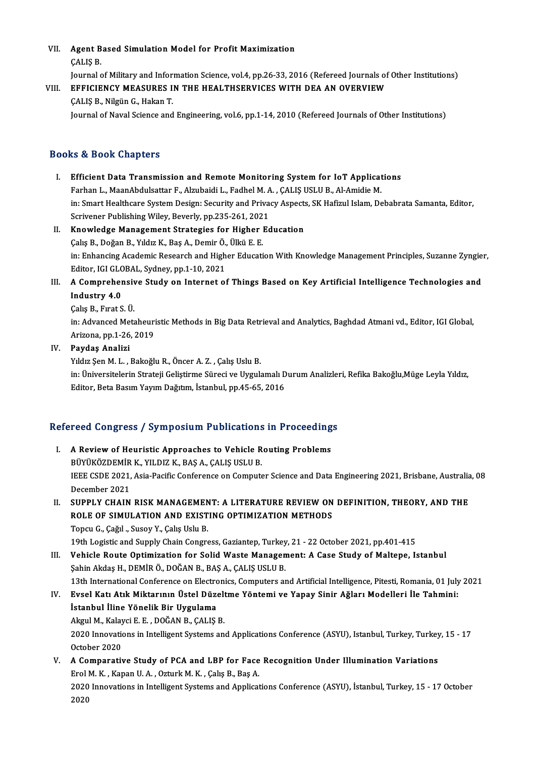VII. **Agent Based Simulation Model for Profit Maximization**
ÇALIŞ B.
Journal of Military and Information Science, vol.4, pp.26-33, 2016 (Refereed Journals of Other Institutions)

VIII. **EFFICIENCY MEASURES IN THE HEALTHSERVICES WITH DEA AN OVERVIEW**
ÇALIŞ B., Nilgün G., Hakan T.
Journal of Naval Science and Engineering, vol.6, pp.1-14, 2010 (Refereed Journals of Other Institutions)

## Books & Book Chapters

I. **Efficient Data Transmission and Remote Monitoring System for IoT Applications**
Farhan L., MaanAbdulsattar F., Alzubaidi L., Fadhel M. A. , ÇALIŞ USLU B., Al-Amidie M.
in: Smart Healthcare System Design: Security and Privacy Aspects, SK Hafizul Islam, Debabrata Samanta, Editor, Scrivener Publishing Wiley, Beverly, pp.235-261, 2021

II. **Knowledge Management Strategies for Higher Education**
Çalış B., Doğan B., Yıldız K., Baş A., Demir Ö., Ülkü E. E.
in: Enhancing Academic Research and Higher Education With Knowledge Management Principles, Suzanne Zyngier, Editor, IGI GLOBAL, Sydney, pp.1-10, 2021

III. **A Comprehensive Study on Internet of Things Based on Key Artificial Intelligence Technologies and Industry 4.0**
Çalış B., Fırat S. Ü.
in: Advanced Metaheuristic Methods in Big Data Retrieval and Analytics, Baghdad Atmani vd., Editor, IGI Global, Arizona, pp.1-26, 2019

IV. **Paydaş Analizi**
Yıldız Şen M. L. , Bakoğlu R., Öncer A. Z. , Çalış Uslu B.
in: Üniversitelerin Strateji Geliştirme Süreci ve Uygulamalı Durum Analizleri, Refika Bakoğlu,Müge Leyla Yıldız, Editor, Beta Basım Yayım Dağıtım, İstanbul, pp.45-65, 2016

## Refereed Congress / Symposium Publications in Proceedings

I. **A Review of Heuristic Approaches to Vehicle Routing Problems**
BÜYÜKÖZDEMİR K., YILDIZ K., BAŞ A., ÇALIŞ USLU B.
IEEE CSDE 2021, Asia-Pacific Conference on Computer Science and Data Engineering 2021, Brisbane, Australia, 08 December 2021

II. **SUPPLY CHAIN RISK MANAGEMENT: A LITERATURE REVIEW ON DEFINITION, THEORY, AND THE ROLE OF SIMULATION AND EXISTING OPTIMIZATION METHODS**
Topcu G., Çağıl ., Susoy Y., Çalış Uslu B.
19th Logistic and Supply Chain Congress, Gaziantep, Turkey, 21 - 22 October 2021, pp.401-415

III. **Vehicle Route Optimization for Solid Waste Management: A Case Study of Maltepe, Istanbul**
Şahin Akdaş H., DEMİR Ö., DOĞAN B., BAŞ A., ÇALIŞ USLU B.
13th International Conference on Electronics, Computers and Artificial Intelligence, Pitesti, Romania, 01 July 2021

IV. **Evsel Katı Atık Miktarının Üstel Düzeltme Yöntemi ve Yapay Sinir Ağları Modelleri İle Tahmini: İstanbul İline Yönelik Bir Uygulama**
Akgul M., Kalayci E. E. , DOĞAN B., ÇALIŞ B.
2020 Innovations in Intelligent Systems and Applications Conference (ASYU), Istanbul, Turkey, Turkey, 15 - 17 October 2020

V. **A Comparative Study of PCA and LBP for Face Recognition Under Illumination Variations**
Erol M. K. , Kapan U. A. , Ozturk M. K. , Çalış B., Baş A.
2020 Innovations in Intelligent Systems and Applications Conference (ASYU), İstanbul, Turkey, 15 - 17 October 2020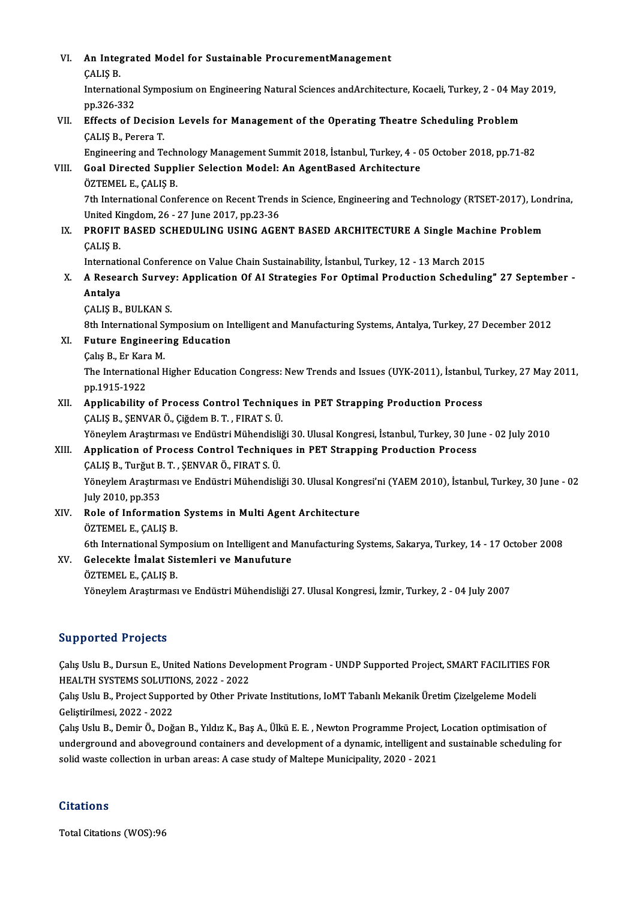VI. **An Integrated Model for Sustainable ProcurementManagement**
ÇALIŞ B.
International Symposium on Engineering Natural Sciences andArchitecture, Kocaeli, Turkey, 2 - 04 May 2019, pp.326-332

VII. **Effects of Decision Levels for Management of the Operating Theatre Scheduling Problem**
ÇALIŞ B., Perera T.
Engineering and Technology Management Summit 2018, İstanbul, Turkey, 4 - 05 October 2018, pp.71-82

VIII. **Goal Directed Supplier Selection Model: An AgentBased Architecture**
ÖZTEMEL E., ÇALIŞ B.
7th International Conference on Recent Trends in Science, Engineering and Technology (RTSET-2017), Londrina, United Kingdom, 26 - 27 June 2017, pp.23-36

IX. **PROFIT BASED SCHEDULING USING AGENT BASED ARCHITECTURE A Single Machine Problem**
ÇALIŞ B.
International Conference on Value Chain Sustainability, İstanbul, Turkey, 12 - 13 March 2015

X. **A Research Survey: Application Of AI Strategies For Optimal Production Scheduling" 27 September - Antalya**
ÇALIŞ B., BULKAN S.
8th International Symposium on Intelligent and Manufacturing Systems, Antalya, Turkey, 27 December 2012

XI. **Future Engineering Education**
Çalış B., Er Kara M.
The International Higher Education Congress: New Trends and Issues (UYK-2011), İstanbul, Turkey, 27 May 2011, pp.1915-1922

XII. **Applicability of Process Control Techniques in PET Strapping Production Process**
ÇALIŞ B., ŞENVAR Ö., Çiğdem B. T. , FIRAT S. Ü.
Yöneylem Araştırması ve Endüstri Mühendisliği 30. Ulusal Kongresi, İstanbul, Turkey, 30 June - 02 July 2010

XIII. **Application of Process Control Techniques in PET Strapping Production Process**
ÇALIŞ B., Turğut B. T. , ŞENVAR Ö., FIRAT S. Ü.
Yöneylem Araştırması ve Endüstri Mühendisliği 30. Ulusal Kongresi'ni (YAEM 2010), İstanbul, Turkey, 30 June - 02 July 2010, pp.353

XIV. **Role of Information Systems in Multi Agent Architecture**
ÖZTEMEL E., ÇALIŞ B.
6th International Symposium on Intelligent and Manufacturing Systems, Sakarya, Turkey, 14 - 17 October 2008

XV. **Gelecekte İmalat Sistemleri ve Manufuture**
ÖZTEMEL E., ÇALIŞ B.
Yöneylem Araştırması ve Endüstri Mühendisliği 27. Ulusal Kongresi, İzmir, Turkey, 2 - 04 July 2007

## Supported Projects

Çalış Uslu B., Dursun E., United Nations Development Program - UNDP Supported Project, SMART FACILITIES FOR HEALTH SYSTEMS SOLUTIONS, 2022 - 2022

Çalış Uslu B., Project Supported by Other Private Institutions, IoMT Tabanlı Mekanik Üretim Çizelgeleme Modeli Geliştirilmesi, 2022 - 2022

Çalış Uslu B., Demir Ö., Doğan B., Yıldız K., Baş A., Ülkü E. E. , Newton Programme Project, Location optimisation of underground and aboveground containers and development of a dynamic, intelligent and sustainable scheduling for solid waste collection in urban areas: A case study of Maltepe Municipality, 2020 - 2021

## Citations

Total Citations (WOS):96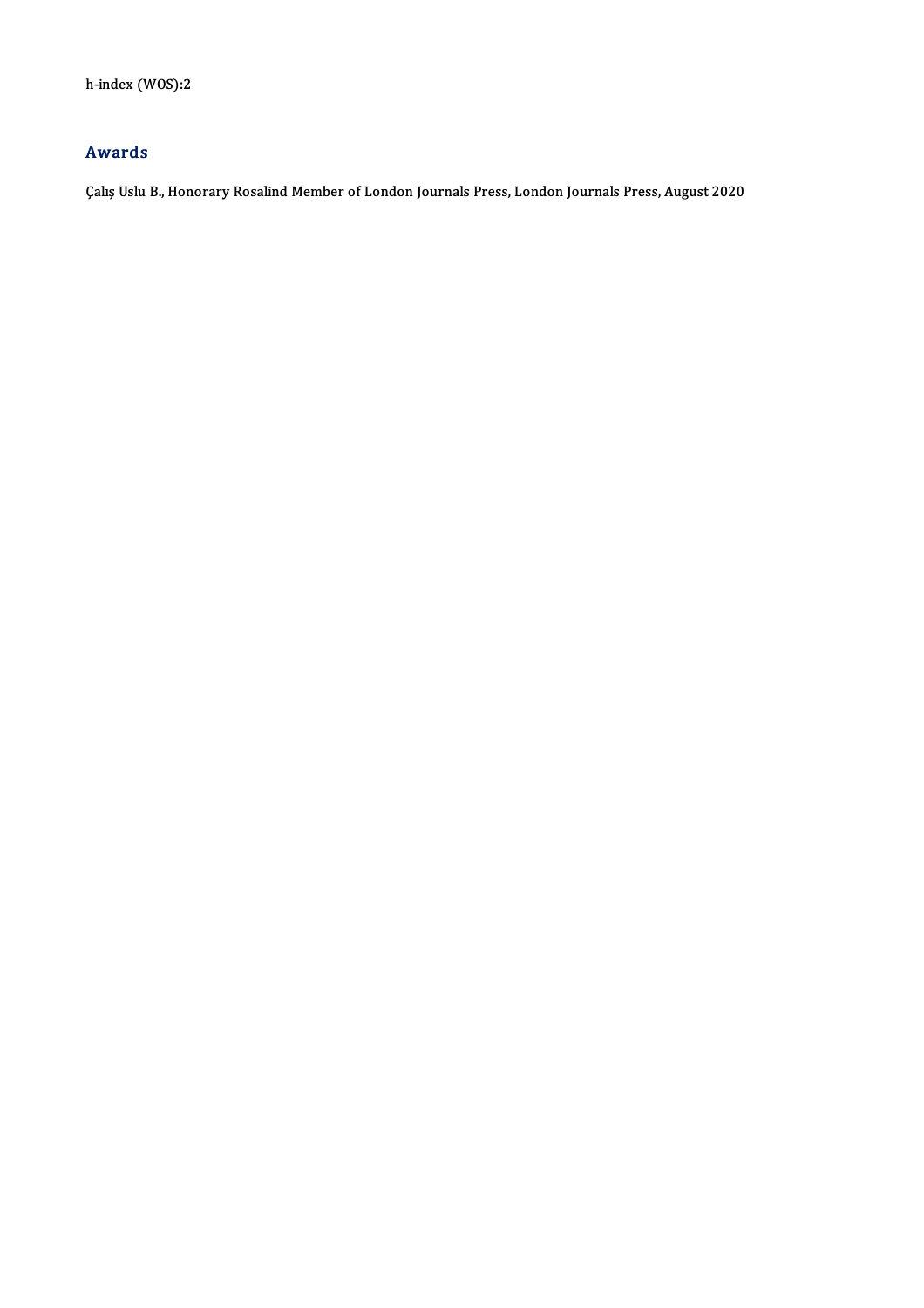h-index (WOS):2

## Awards

Çalış Uslu B., Honorary Rosalind Member of London Journals Press, London Journals Press, August 2020